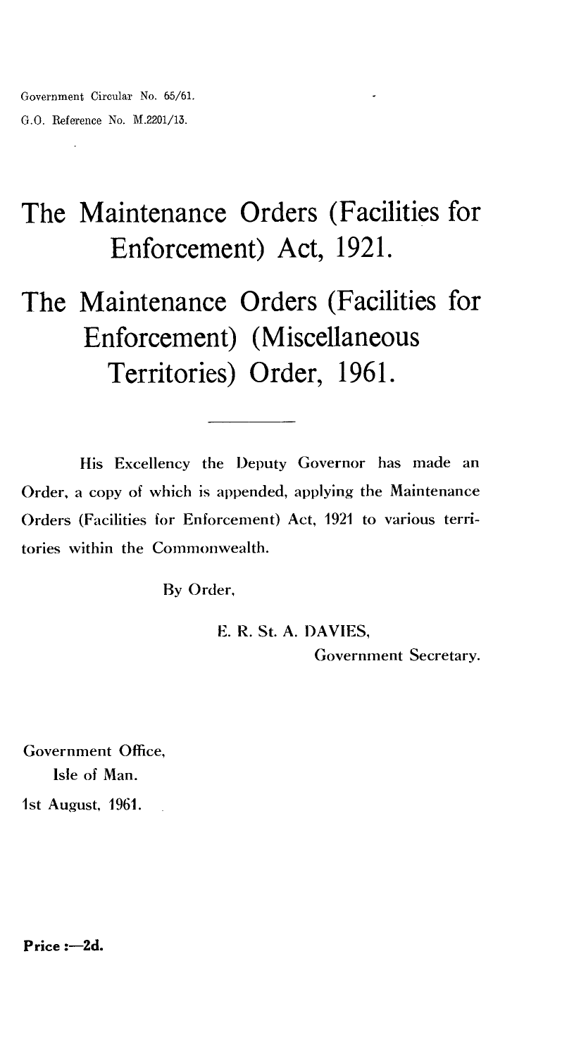Government Circular No. 65/61.

G.O. Reference No. M.2201/13.

# The Maintenance Orders (Facilities for Enforcement) Act, 1921.

# The Maintenance Orders (Facilities for Enforcement) (Miscellaneous Territories) Order, 1961.

---

His Excellency the Deputy Governor has made an Order, a copy of which is appended, applying the Maintenance Orders (Facilities for Enforcement) Act, 1921 to various territories within the Commonwealth.

By Order,

E. R. St. A. DAVIES,
Government Secretary.

Government Office,
Isle of Man.
1st August, 1961.

**Price :—2d.**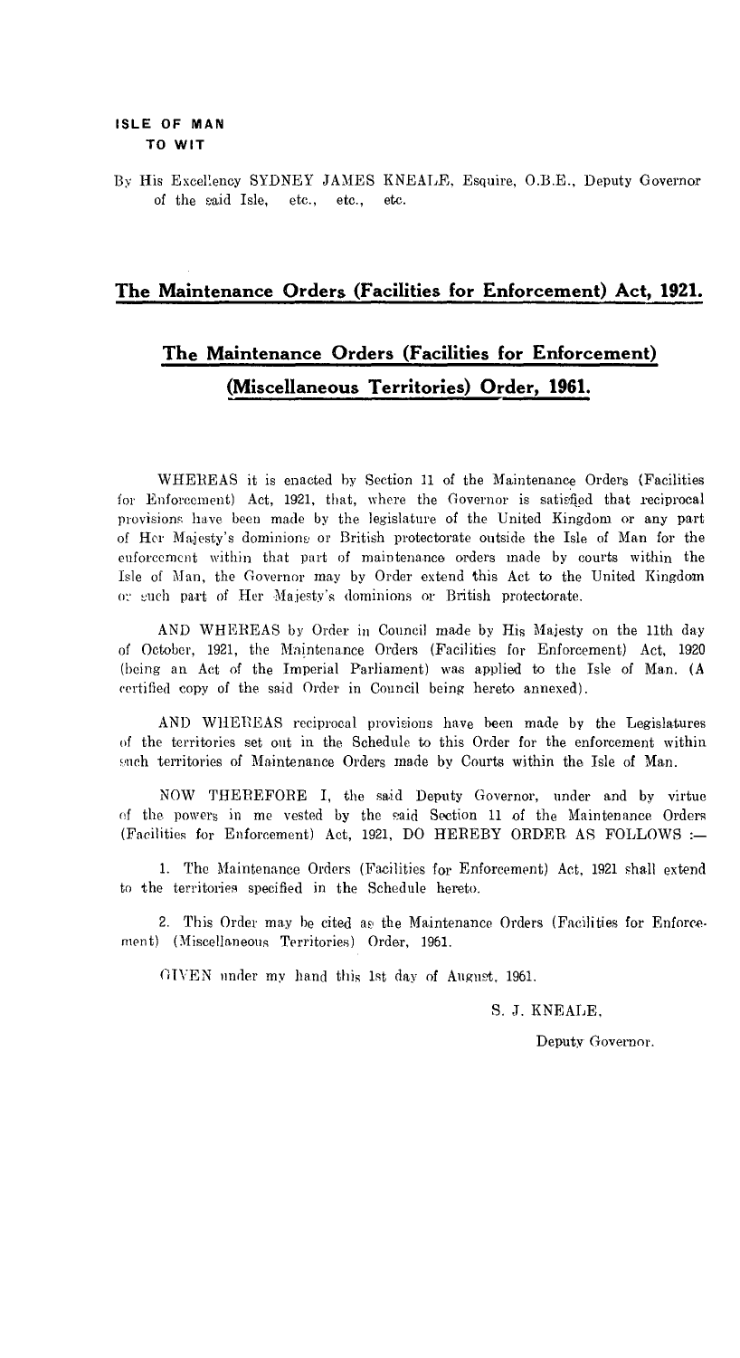**ISLE OF MAN**
**TO WIT**

By His Excellency SYDNEY JAMES KNEALE, Esquire, O.B.E., Deputy Governor of the said Isle, etc., etc., etc.

## The Maintenance Orders (Facilities for Enforcement) Act, 1921.

## The Maintenance Orders (Facilities for Enforcement) (Miscellaneous Territories) Order, 1961.

WHEREAS it is enacted by Section 11 of the Maintenance Orders (Facilities for Enforcement) Act, 1921, that, where the Governor is satisfied that reciprocal provisions have been made by the legislature of the United Kingdom or any part of Her Majesty's dominions or British protectorate outside the Isle of Man for the enforcement within that part of maintenance orders made by courts within the Isle of Man, the Governor may by Order extend this Act to the United Kingdom or such part of Her Majesty's dominions or British protectorate.

AND WHEREAS by Order in Council made by His Majesty on the 11th day of October, 1921, the Maintenance Orders (Facilities for Enforcement) Act, 1920 (being an Act of the Imperial Parliament) was applied to the Isle of Man. (A certified copy of the said Order in Council being hereto annexed).

AND WHEREAS reciprocal provisions have been made by the Legislatures of the territories set out in the Schedule to this Order for the enforcement within such territories of Maintenance Orders made by Courts within the Isle of Man.

NOW THEREFORE I, the said Deputy Governor, under and by virtue of the powers in me vested by the said Section 11 of the Maintenance Orders (Facilities for Enforcement) Act, 1921, DO HEREBY ORDER AS FOLLOWS :—

1. The Maintenance Orders (Facilities for Enforcement) Act, 1921 shall extend to the territories specified in the Schedule hereto.

2. This Order may be cited as the Maintenance Orders (Facilities for Enforcement) (Miscellaneous Territories) Order, 1961.

GIVEN under my hand this 1st day of August, 1961.

S. J. KNEALE,

Deputy Governor.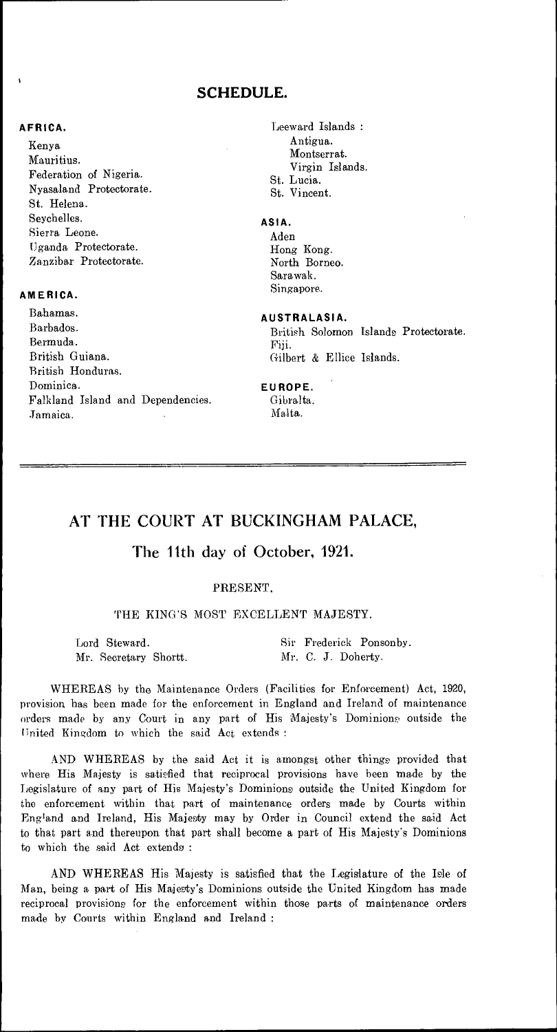## SCHEDULE.

**AFRICA.**

Kenya
Mauritius.
Federation of Nigeria.
Nyasaland Protectorate.
St. Helena.
Seychelles.
Sierra Leone.
Uganda Protectorate.
Zanzibar Protectorate.

**AMERICA.**

Bahamas.
Barbados.
Bermuda.
British Guiana.
British Honduras.
Dominica.
Falkland Island and Dependencies.
Jamaica.
Leeward Islands :
Antigua.
Montserrat.
Virgin Islands.
St. Lucia.
St. Vincent.

**ASIA.**

Aden
Hong Kong.
North Borneo.
Sarawak.
Singapore.

**AUSTRALASIA.**

British Solomon Islands Protectorate.
Fiji.
Gilbert & Ellice Islands.

**EUROPE.**

Gibralta.
Malta.

---

## AT THE COURT AT BUCKINGHAM PALACE,

### The 11th day of October, 1921.

PRESENT,

THE KING'S MOST EXCELLENT MAJESTY.

Lord Steward.
Mr. Secretary Shortt.
Sir Frederick Ponsonby.
Mr. C. J. Doherty.

WHEREAS by the Maintenance Orders (Facilities for Enforcement) Act, 1920, provision has been made for the enforcement in England and Ireland of maintenance orders made by any Court in any part of His Majesty's Dominions outside the United Kingdom to which the said Act extends :

AND WHEREAS by the said Act it is amongst other things provided that where His Majesty is satisfied that reciprocal provisions have been made by the Legislature of any part of His Majesty's Dominions outside the United Kingdom for the enforcement within that part of maintenance orders made by Courts within England and Ireland, His Majesty may by Order in Council extend the said Act to that part and thereupon that part shall become a part of His Majesty's Dominions to which the said Act extends :

AND WHEREAS His Majesty is satisfied that the Legislature of the Isle of Man, being a part of His Majesty's Dominions outside the United Kingdom has made reciprocal provisions for the enforcement within those parts of maintenance orders made by Courts within England and Ireland :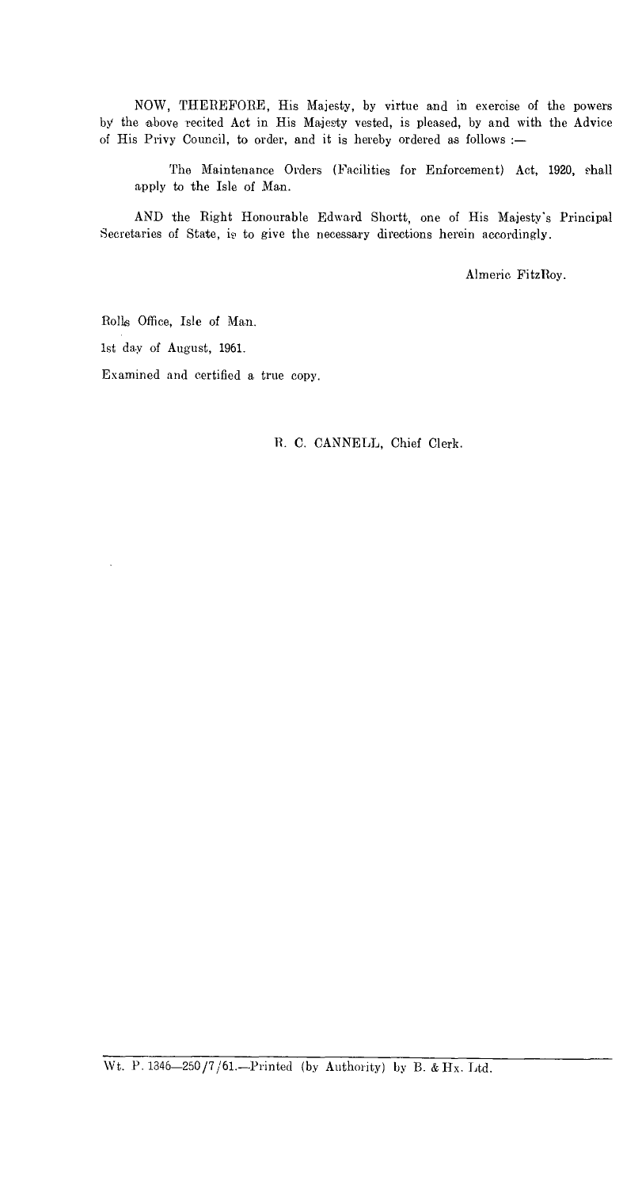NOW, THEREFORE, His Majesty, by virtue and in exercise of the powers by the above recited Act in His Majesty vested, is pleased, by and with the Advice of His Privy Council, to order, and it is hereby ordered as follows :—

The Maintenance Orders (Facilities for Enforcement) Act, 1920, shall apply to the Isle of Man.

AND the Right Honourable Edward Shortt, one of His Majesty's Principal Secretaries of State, is to give the necessary directions herein accordingly.

Almeric FitzRoy.

Rolls Office, Isle of Man.

1st day of August, 1961.

Examined and certified a true copy.

R. C. CANNELL, Chief Clerk.

Wt. P. 1346—250/7/61.—Printed (by Authority) by B. & Hx. Ltd.